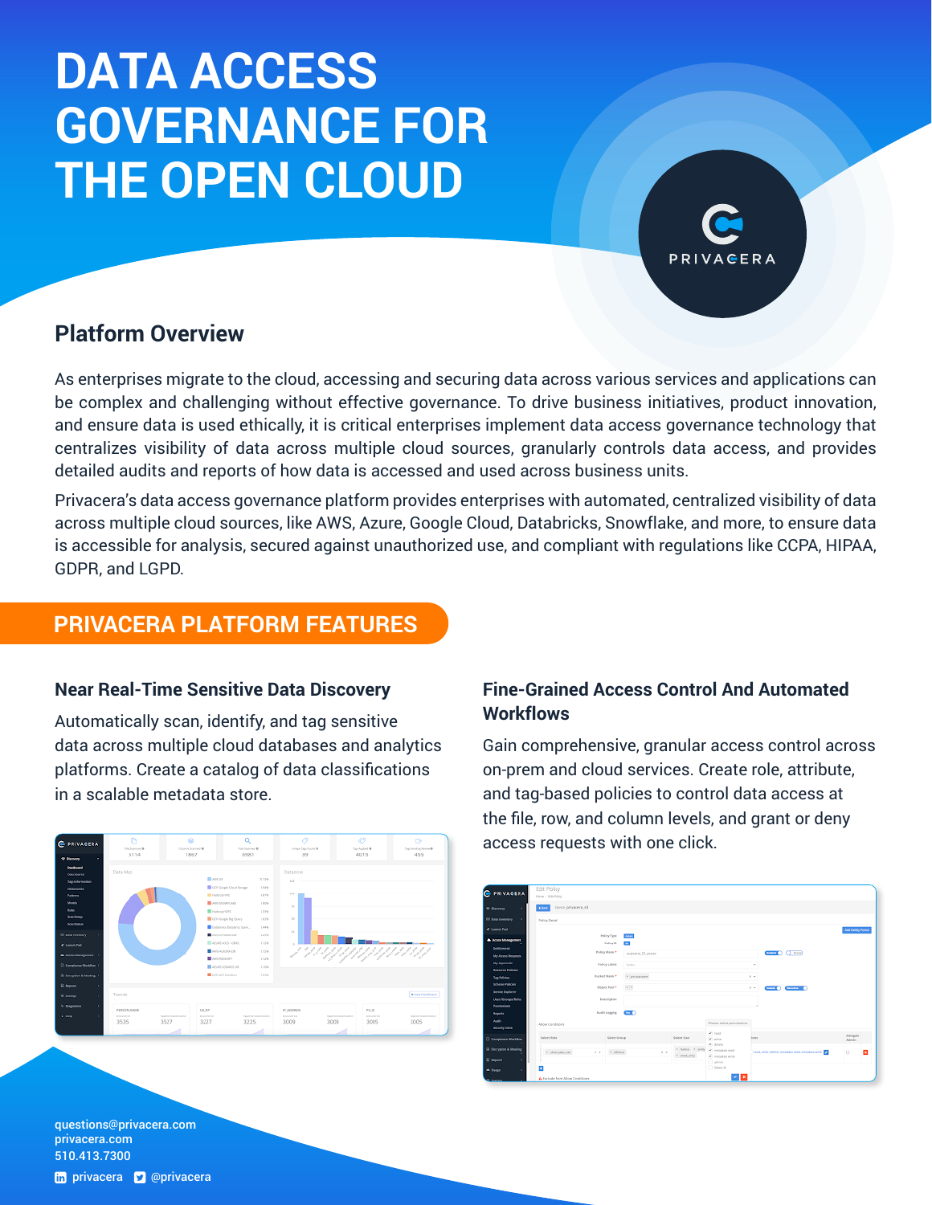# DATA ACCESS GOVERNANCE FOR THE OPEN CLOUD

PRIVACERA

## Platform Overview

As enterprises migrate to the cloud, accessing and securing data across various services and applications can be complex and challenging without effective governance. To drive business initiatives, product innovation, and ensure data is used ethically, it is critical enterprises implement data access governance technology that centralizes visibility of data across multiple cloud sources, granularly controls data access, and provides detailed audits and reports of how data is accessed and used across business units.

Privacera's data access governance platform provides enterprises with automated, centralized visibility of data across multiple cloud sources, like AWS, Azure, Google Cloud, Databricks, Snowflake, and more, to ensure data is accessible for analysis, secured against unauthorized use, and compliant with regulations like CCPA, HIPAA, GDPR, and LGPD.

## PRIVACERA PLATFORM FEATURES

### Near Real-Time Sensitive Data Discovery

Automatically scan, identify, and tag sensitive data across multiple cloud databases and analytics platforms. Create a catalog of data classifications in a scalable metadata store.

### Fine-Grained Access Control And Automated Workflows

Gain comprehensive, granular access control across on-prem and cloud services. Create role, attribute, and tag-based policies to control data access at the file, row, and column levels, and grant or deny access requests with one click.

questions@privacera.com
privacera.com
510.413.7300

privacera @privacera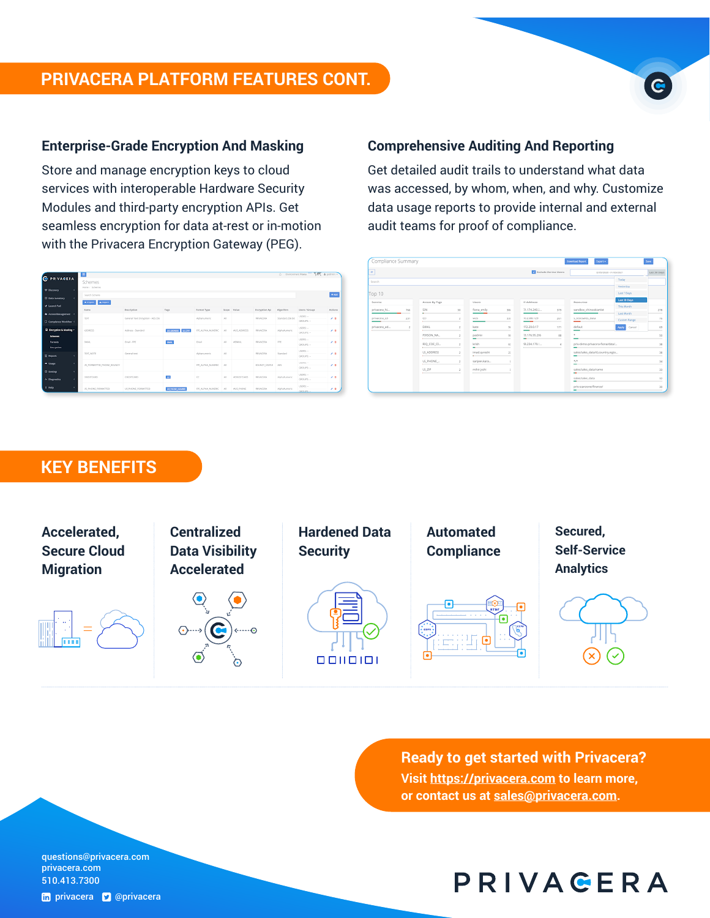## PRIVACERA PLATFORM FEATURES CONT.

### Enterprise-Grade Encryption And Masking

Store and manage encryption keys to cloud services with interoperable Hardware Security Modules and third-party encryption APIs. Get seamless encryption for data at-rest or in-motion with the Privacera Encryption Gateway (PEG).

### Comprehensive Auditing And Reporting

Get detailed audit trails to understand what data was accessed, by whom, when, and why. Customize data usage reports to provide internal and external audit teams for proof of compliance.

## KEY BENEFITS

**Accelerated, Secure Cloud Migration**

**Centralized Data Visibility Accelerated**

**Hardened Data Security**

**Automated Compliance**

**Secured, Self-Service Analytics**

**Ready to get started with Privacera?**
Visit https://privacera.com to learn more, or contact us at sales@privacera.com.

questions@privacera.com
privacera.com
510.413.7300
privacera @privacera

PRIVACERA